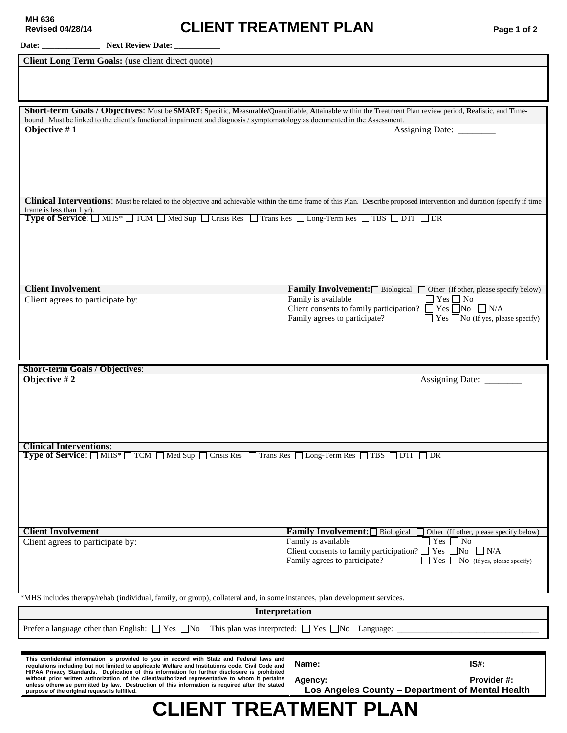MH 636
Revised 04/28/14

# CLIENT TREATMENT PLAN

**Date:** ______________ **Next Review Date:** ___________

**Client Long Term Goals:** (use client direct quote)

**Short-term Goals / Objectives**: Must be **SMART**: **S**pecific, **M**easurable/Quantifiable, **A**ttainable within the Treatment Plan review period, **R**ealistic, and **T**ime-bound. Must be linked to the client's functional impairment and diagnosis / symptomatology as documented in the Assessment.

**Objective # 1** Assigning Date: ________

**Clinical Interventions**: Must be related to the objective and achievable within the time frame of this Plan. Describe proposed intervention and duration (specify if time frame is less than 1 yr).

**Type of Service**: ☐ MHS* ☐ TCM ☐ Med Sup ☐ Crisis Res ☐ Trans Res ☐ Long-Term Res ☐ TBS ☐ DTI ☐ DR

| **Client Involvement** | **Family Involvement:** ☐ Biological ☐ Other (If other, please specify below) |
|---|---|
| Client agrees to participate by: | Family is available ☐ Yes ☐ No<br>Client consents to family participation? ☐ Yes ☐ No ☐ N/A<br>Family agrees to participate? ☐ Yes ☐ No (If yes, please specify) |

**Short-term Goals / Objectives**:

**Objective # 2** Assigning Date: ________

**Clinical Interventions**:

**Type of Service**: ☐ MHS* ☐ TCM ☐ Med Sup ☐ Crisis Res ☐ Trans Res ☐ Long-Term Res ☐ TBS ☐ DTI ☐ DR

| **Client Involvement** | **Family Involvement:** ☐ Biological ☐ Other (If other, please specify below) |
|---|---|
| Client agrees to participate by: | Family is available ☐ Yes ☐ No<br>Client consents to family participation? ☐ Yes ☐ No ☐ N/A<br>Family agrees to participate? ☐ Yes ☐ No (If yes, please specify) |

*MHS includes therapy/rehab (individual, family, or group), collateral and, in some instances, plan development services.

**Interpretation**

Prefer a language other than English: ☐ Yes ☐ No This plan was interpreted: ☐ Yes ☐ No Language: ________________________________

| This confidential information is provided to you in accord with State and Federal laws and regulations including but not limited to applicable Welfare and Institutions code, Civil Code and HIPAA Privacy Standards. Duplication of this information for further disclosure is prohibited without prior written authorization of the client/authorized representative to whom it pertains unless otherwise permitted by law. Destruction of this information is required after the stated purpose of the original request is fulfilled. | **Name:** **IS#:**<br>**Agency:** **Provider #:**<br>**Los Angeles County – Department of Mental Health** |
|---|---|

# CLIENT TREATMENT PLAN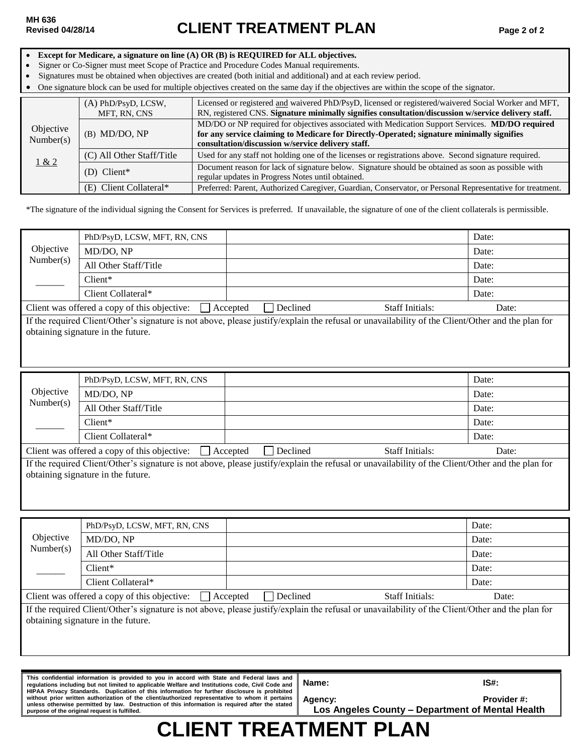MH 636
Revised 04/28/14

# CLIENT TREATMENT PLAN

- **Except for Medicare, a signature on line (A) OR (B) is REQUIRED for ALL objectives.**
- Signer or Co-Signer must meet Scope of Practice and Procedure Codes Manual requirements.
- Signatures must be obtained when objectives are created (both initial and additional) and at each review period.
- One signature block can be used for multiple objectives created on the same day if the objectives are within the scope of the signator.

| | | |
|---|---|---|
| Objective Number(s)<br><br>1 & 2 | (A) PhD/PsyD, LCSW, MFT, RN, CNS | Licensed or registered and waivered PhD/PsyD, licensed or registered/waivered Social Worker and MFT, RN, registered CNS. **Signature minimally signifies consultation/discussion w/service delivery staff.** |
| | (B) MD/DO, NP | MD/DO or NP required for objectives associated with Medication Support Services. **MD/DO required for any service claiming to Medicare for Directly-Operated; signature minimally signifies consultation/discussion w/service delivery staff.** |
| | (C) All Other Staff/Title | Used for any staff not holding one of the licenses or registrations above. Second signature required. |
| | (D) Client* | Document reason for lack of signature below. Signature should be obtained as soon as possible with regular updates in Progress Notes until obtained. |
| | (E) Client Collateral* | Preferred: Parent, Authorized Caregiver, Guardian, Conservator, or Personal Representative for treatment. |

*The signature of the individual signing the Consent for Services is preferred. If unavailable, the signature of one of the client collaterals is permissible.

| | | | |
|---|---|---|---|
| Objective Number(s)<br><br>______ | PhD/PsyD, LCSW, MFT, RN, CNS | | Date: |
| | MD/DO, NP | | Date: |
| | All Other Staff/Title | | Date: |
| | Client* | | Date: |
| | Client Collateral* | | Date: |

Client was offered a copy of this objective: ☐ Accepted ☐ Declined Staff Initials: Date:

If the required Client/Other's signature is not above, please justify/explain the refusal or unavailability of the Client/Other and the plan for obtaining signature in the future.

| | | | |
|---|---|---|---|
| Objective Number(s)<br><br>______ | PhD/PsyD, LCSW, MFT, RN, CNS | | Date: |
| | MD/DO, NP | | Date: |
| | All Other Staff/Title | | Date: |
| | Client* | | Date: |
| | Client Collateral* | | Date: |

Client was offered a copy of this objective: ☐ Accepted ☐ Declined Staff Initials: Date:

If the required Client/Other's signature is not above, please justify/explain the refusal or unavailability of the Client/Other and the plan for obtaining signature in the future.

| | | | |
|---|---|---|---|
| Objective Number(s)<br><br>______ | PhD/PsyD, LCSW, MFT, RN, CNS | | Date: |
| | MD/DO, NP | | Date: |
| | All Other Staff/Title | | Date: |
| | Client* | | Date: |
| | Client Collateral* | | Date: |

Client was offered a copy of this objective: ☐ Accepted ☐ Declined Staff Initials: Date:

If the required Client/Other's signature is not above, please justify/explain the refusal or unavailability of the Client/Other and the plan for obtaining signature in the future.

| | | |
|---|---|---|
| **This confidential information is provided to you in accord with State and Federal laws and regulations including but not limited to applicable Welfare and Institutions code, Civil Code and HIPAA Privacy Standards. Duplication of this information for further disclosure is prohibited without prior written authorization of the client/authorized representative to whom it pertains unless otherwise permitted by law. Destruction of this information is required after the stated purpose of the original request is fulfilled.** | **Name:** | **IS#:** |
| | **Agency:** | **Provider #:** |
| | **Los Angeles County – Department of Mental Health** | |

# CLIENT TREATMENT PLAN